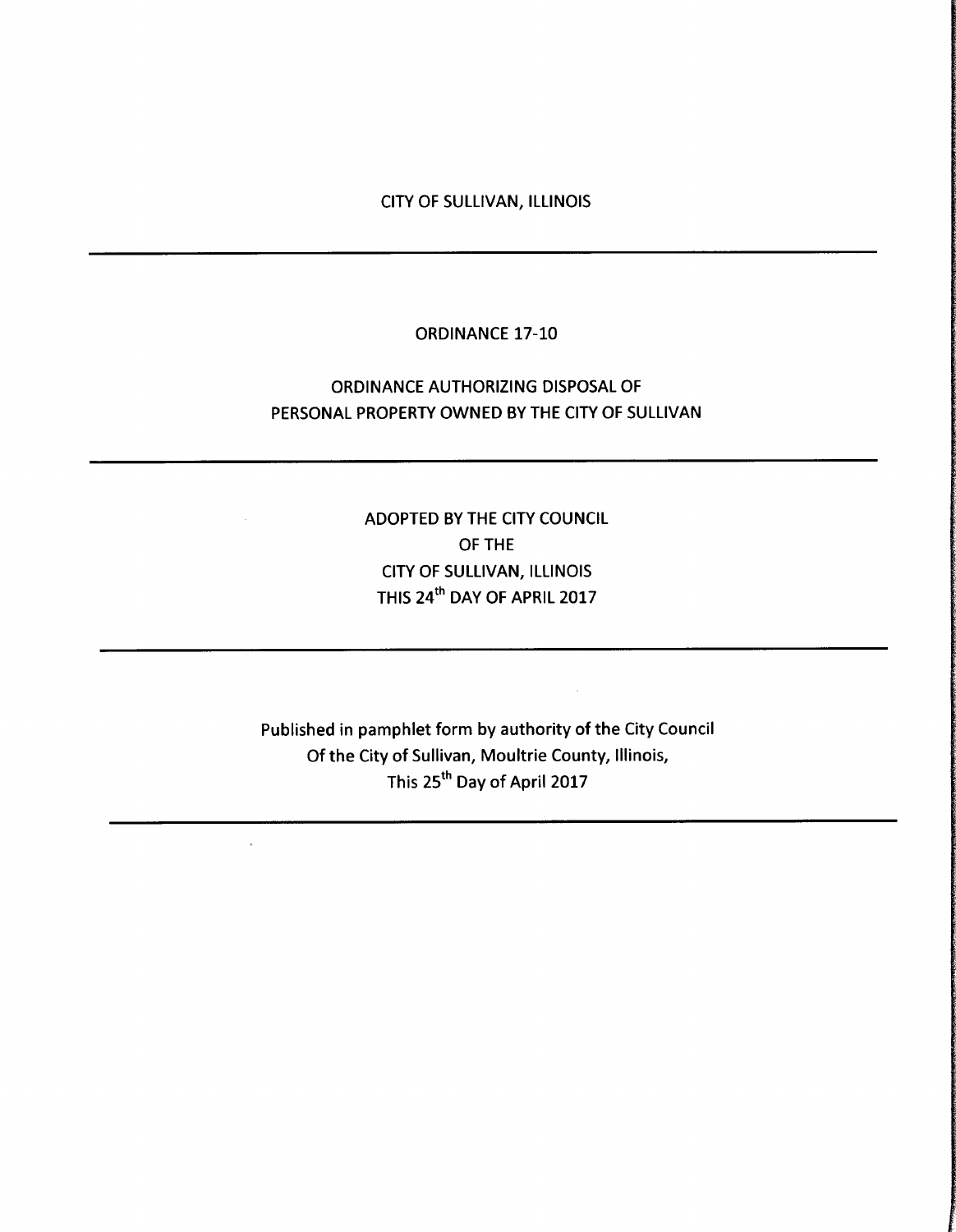CITY OF SULLIVAN, ILLINOIS

---

ORDINANCE 17-10

ORDINANCE AUTHORIZING DISPOSAL OF
PERSONAL PROPERTY OWNED BY THE CITY OF SULLIVAN

---

ADOPTED BY THE CITY COUNCIL
OF THE
CITY OF SULLIVAN, ILLINOIS
THIS 24th DAY OF APRIL 2017

---

Published in pamphlet form by authority of the City Council
Of the City of Sullivan, Moultrie County, Illinois,
This 25th Day of April 2017

---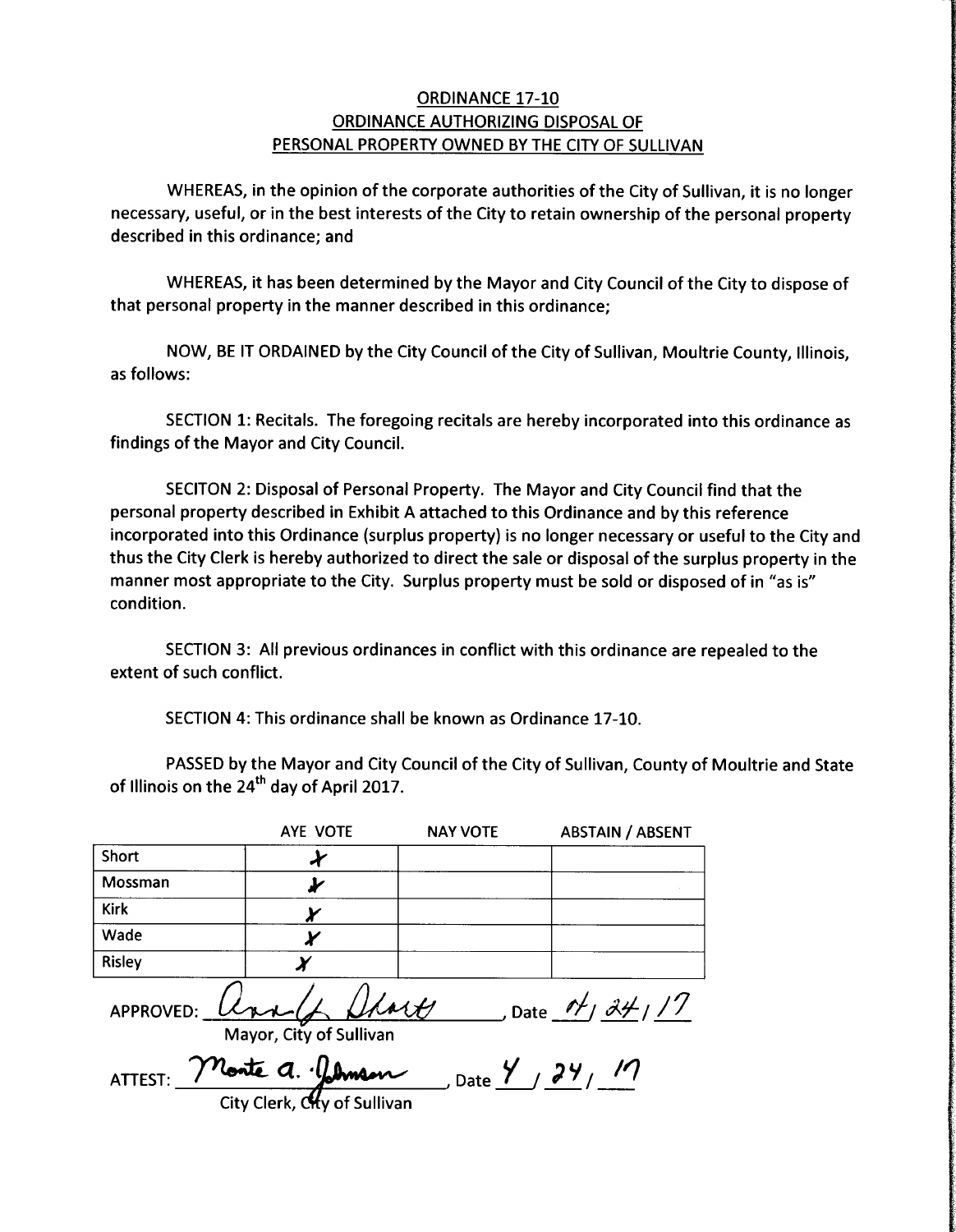# ORDINANCE 17-10
## ORDINANCE AUTHORIZING DISPOSAL OF PERSONAL PROPERTY OWNED BY THE CITY OF SULLIVAN

WHEREAS, in the opinion of the corporate authorities of the City of Sullivan, it is no longer necessary, useful, or in the best interests of the City to retain ownership of the personal property described in this ordinance; and

WHEREAS, it has been determined by the Mayor and City Council of the City to dispose of that personal property in the manner described in this ordinance;

NOW, BE IT ORDAINED by the City Council of the City of Sullivan, Moultrie County, Illinois, as follows:

SECTION 1: Recitals. The foregoing recitals are hereby incorporated into this ordinance as findings of the Mayor and City Council.

SECITON 2: Disposal of Personal Property. The Mayor and City Council find that the personal property described in Exhibit A attached to this Ordinance and by this reference incorporated into this Ordinance (surplus property) is no longer necessary or useful to the City and thus the City Clerk is hereby authorized to direct the sale or disposal of the surplus property in the manner most appropriate to the City. Surplus property must be sold or disposed of in "as is" condition.

SECTION 3: All previous ordinances in conflict with this ordinance are repealed to the extent of such conflict.

SECTION 4: This ordinance shall be known as Ordinance 17-10.

PASSED by the Mayor and City Council of the City of Sullivan, County of Moultrie and State of Illinois on the 24th day of April 2017.

| | AYE VOTE | NAY VOTE | ABSTAIN / ABSENT |
|---|---|---|---|
| Short | X | | |
| Mossman | X | | |
| Kirk | X | | |
| Wade | X | | |
| Risley | X | | |

APPROVED: Ann L. Short, Date 04/24/17
Mayor, City of Sullivan

ATTEST: Monte A. Johnson, Date 4/24/17
City Clerk, City of Sullivan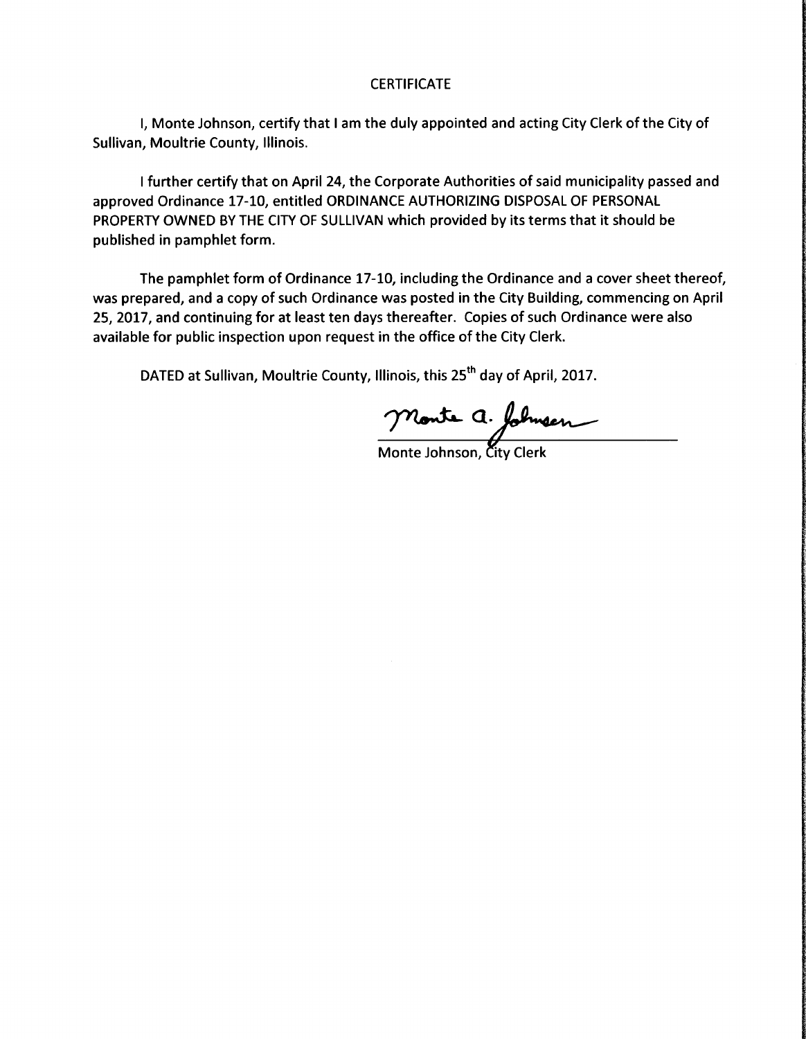# CERTIFICATE

I, Monte Johnson, certify that I am the duly appointed and acting City Clerk of the City of Sullivan, Moultrie County, Illinois.

I further certify that on April 24, the Corporate Authorities of said municipality passed and approved Ordinance 17-10, entitled ORDINANCE AUTHORIZING DISPOSAL OF PERSONAL PROPERTY OWNED BY THE CITY OF SULLIVAN which provided by its terms that it should be published in pamphlet form.

The pamphlet form of Ordinance 17-10, including the Ordinance and a cover sheet thereof, was prepared, and a copy of such Ordinance was posted in the City Building, commencing on April 25, 2017, and continuing for at least ten days thereafter. Copies of such Ordinance were also available for public inspection upon request in the office of the City Clerk.

DATED at Sullivan, Moultrie County, Illinois, this 25th day of April, 2017.

Monte A. Johnson

Monte Johnson, City Clerk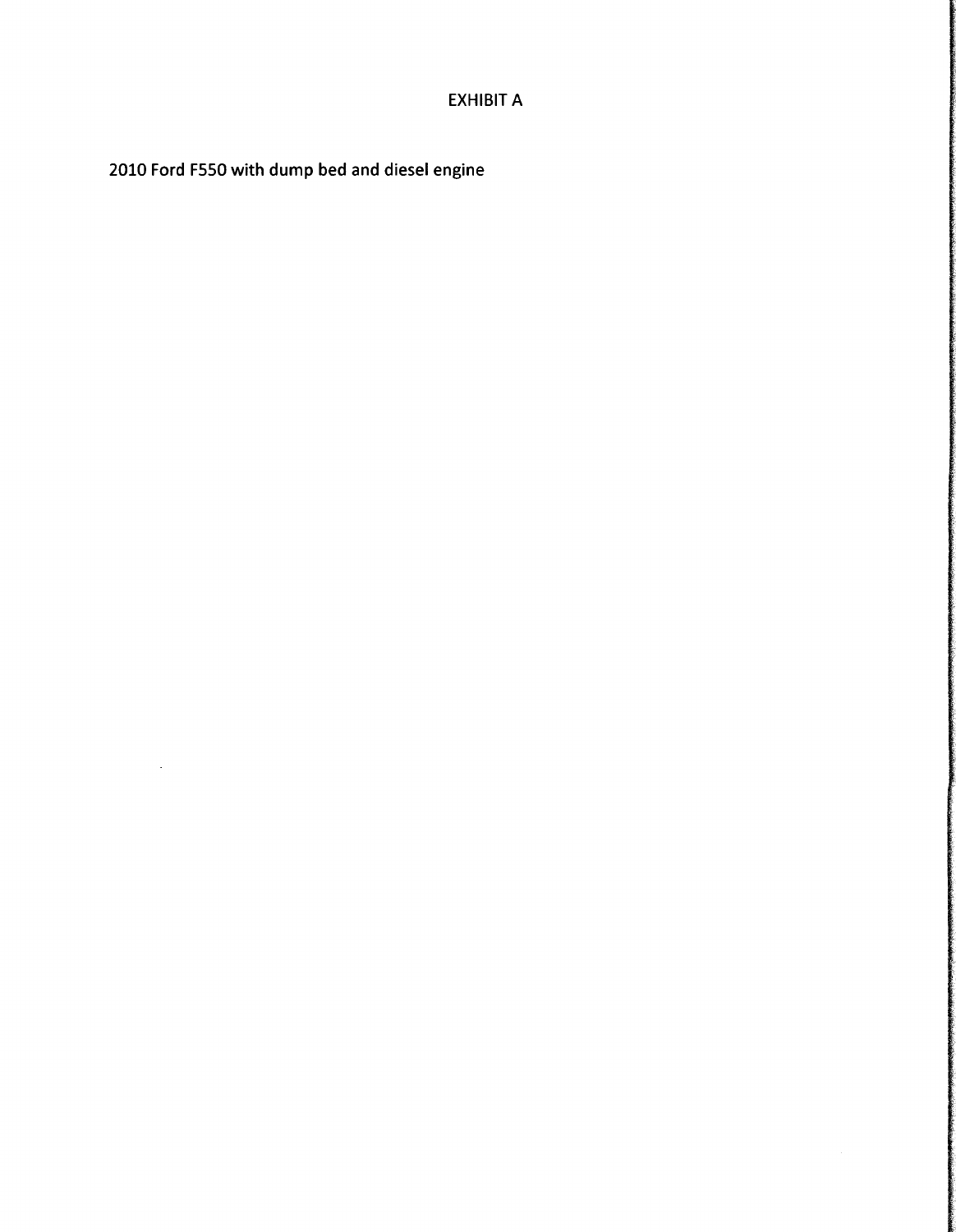# EXHIBIT A

2010 Ford F550 with dump bed and diesel engine